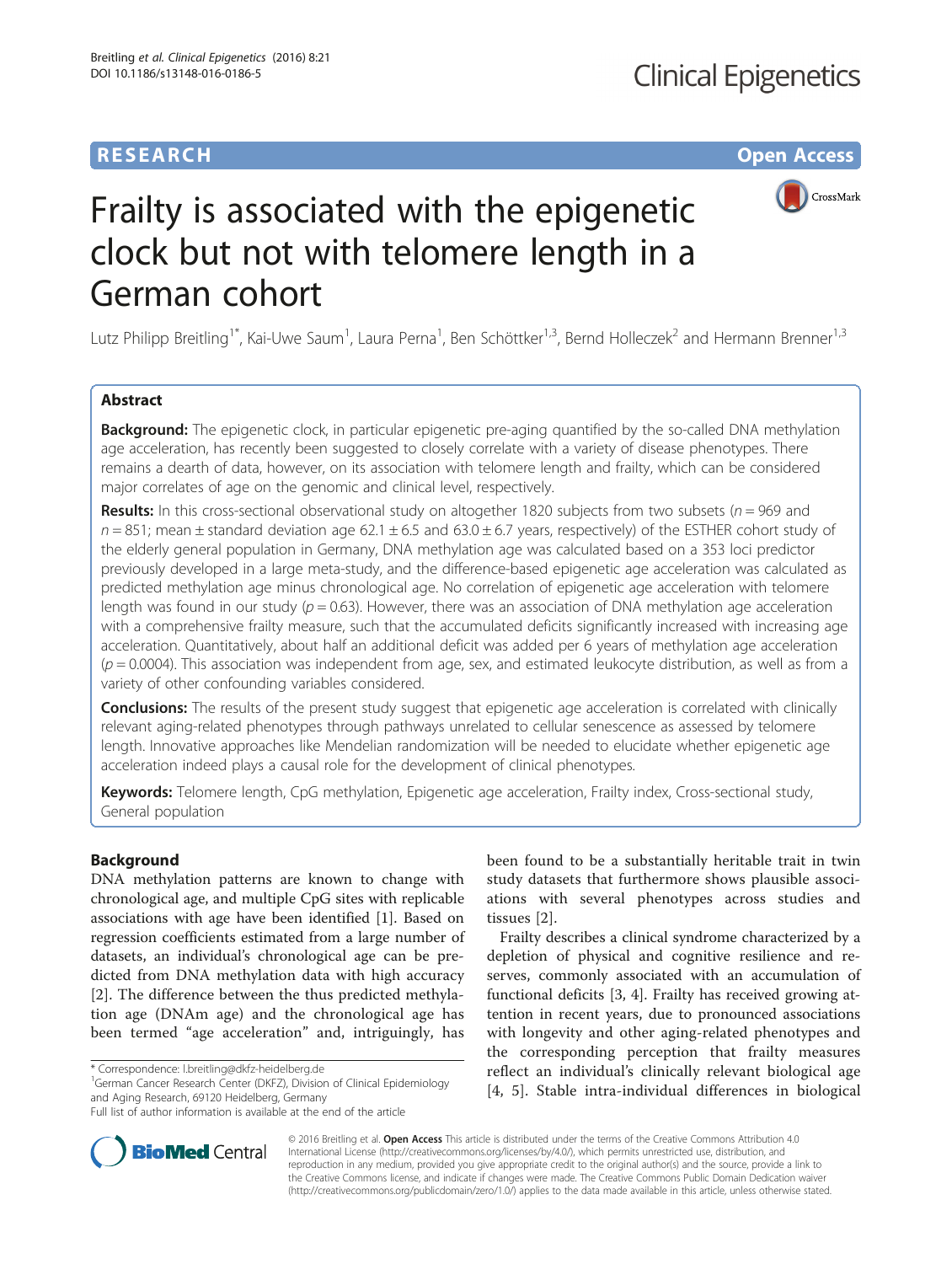**RESEARCH** **Open Access**

# Frailty is associated with the epigenetic clock but not with telomere length in a German cohort

Lutz Philipp Breitling[1*], Kai-Uwe Saum[1], Laura Perna[1], Ben Schöttker[1,3], Bernd Holleczek[2] and Hermann Brenner[1,3]

## Abstract

**Background:** The epigenetic clock, in particular epigenetic pre-aging quantified by the so-called DNA methylation age acceleration, has recently been suggested to closely correlate with a variety of disease phenotypes. There remains a dearth of data, however, on its association with telomere length and frailty, which can be considered major correlates of age on the genomic and clinical level, respectively.

**Results:** In this cross-sectional observational study on altogether 1820 subjects from two subsets ($n = 969$ and $n = 851$; mean ± standard deviation age 62.1 ± 6.5 and 63.0 ± 6.7 years, respectively) of the ESTHER cohort study of the elderly general population in Germany, DNA methylation age was calculated based on a 353 loci predictor previously developed in a large meta-study, and the difference-based epigenetic age acceleration was calculated as predicted methylation age minus chronological age. No correlation of epigenetic age acceleration with telomere length was found in our study ($p = 0.63$). However, there was an association of DNA methylation age acceleration with a comprehensive frailty measure, such that the accumulated deficits significantly increased with increasing age acceleration. Quantitatively, about half an additional deficit was added per 6 years of methylation age acceleration ($p = 0.0004$). This association was independent from age, sex, and estimated leukocyte distribution, as well as from a variety of other confounding variables considered.

**Conclusions:** The results of the present study suggest that epigenetic age acceleration is correlated with clinically relevant aging-related phenotypes through pathways unrelated to cellular senescence as assessed by telomere length. Innovative approaches like Mendelian randomization will be needed to elucidate whether epigenetic age acceleration indeed plays a causal role for the development of clinical phenotypes.

**Keywords:** Telomere length, CpG methylation, Epigenetic age acceleration, Frailty index, Cross-sectional study, General population

## Background

DNA methylation patterns are known to change with chronological age, and multiple CpG sites with replicable associations with age have been identified [1]. Based on regression coefficients estimated from a large number of datasets, an individual's chronological age can be predicted from DNA methylation data with high accuracy [2]. The difference between the thus predicted methylation age (DNAm age) and the chronological age has been termed "age acceleration" and, intriguingly, has been found to be a substantially heritable trait in twin study datasets that furthermore shows plausible associations with several phenotypes across studies and tissues [2].

Frailty describes a clinical syndrome characterized by a depletion of physical and cognitive resilience and reserves, commonly associated with an accumulation of functional deficits [3, 4]. Frailty has received growing attention in recent years, due to pronounced associations with longevity and other aging-related phenotypes and the corresponding perception that frailty measures reflect an individual's clinically relevant biological age [4, 5]. Stable intra-individual differences in biological

\* Correspondence: l.breitling@dkfz-heidelberg.de
[1]German Cancer Research Center (DKFZ), Division of Clinical Epidemiology and Aging Research, 69120 Heidelberg, Germany
Full list of author information is available at the end of the article

© 2016 Breitling et al. **Open Access** This article is distributed under the terms of the Creative Commons Attribution 4.0 International License (http://creativecommons.org/licenses/by/4.0/), which permits unrestricted use, distribution, and reproduction in any medium, provided you give appropriate credit to the original author(s) and the source, provide a link to the Creative Commons license, and indicate if changes were made. The Creative Commons Public Domain Dedication waiver (http://creativecommons.org/publicdomain/zero/1.0/) applies to the data made available in this article, unless otherwise stated.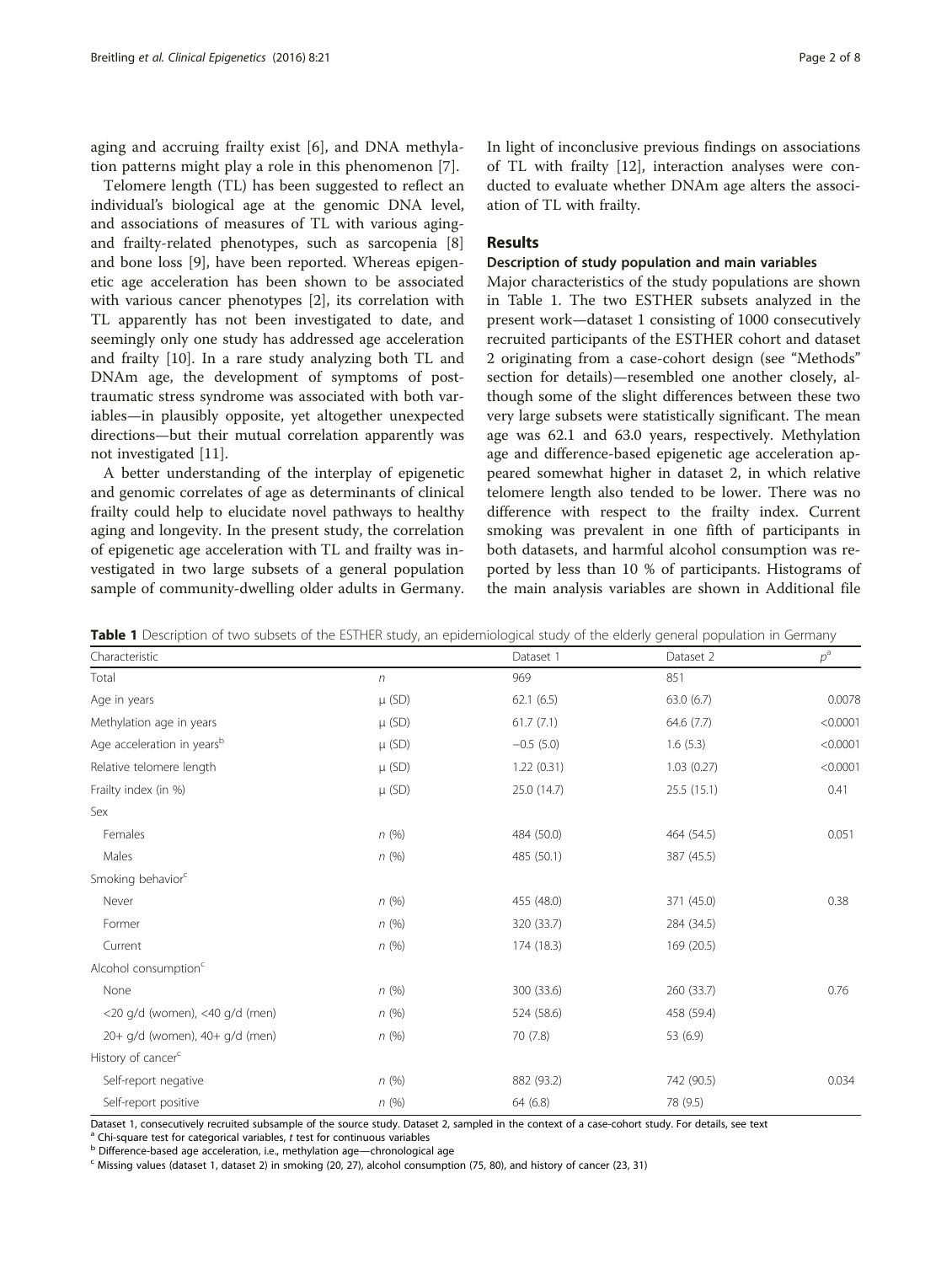aging and accruing frailty exist [6], and DNA methylation patterns might play a role in this phenomenon [7].

Telomere length (TL) has been suggested to reflect an individual's biological age at the genomic DNA level, and associations of measures of TL with various aging- and frailty-related phenotypes, such as sarcopenia [8] and bone loss [9], have been reported. Whereas epigenetic age acceleration has been shown to be associated with various cancer phenotypes [2], its correlation with TL apparently has not been investigated to date, and seemingly only one study has addressed age acceleration and frailty [10]. In a rare study analyzing both TL and DNAm age, the development of symptoms of post-traumatic stress syndrome was associated with both variables—in plausibly opposite, yet altogether unexpected directions—but their mutual correlation apparently was not investigated [11].

A better understanding of the interplay of epigenetic and genomic correlates of age as determinants of clinical frailty could help to elucidate novel pathways to healthy aging and longevity. In the present study, the correlation of epigenetic age acceleration with TL and frailty was investigated in two large subsets of a general population sample of community-dwelling older adults in Germany. In light of inconclusive previous findings on associations of TL with frailty [12], interaction analyses were conducted to evaluate whether DNAm age alters the association of TL with frailty.

## Results

### Description of study population and main variables

Major characteristics of the study populations are shown in Table 1. The two ESTHER subsets analyzed in the present work—dataset 1 consisting of 1000 consecutively recruited participants of the ESTHER cohort and dataset 2 originating from a case-cohort design (see "Methods" section for details)—resembled one another closely, although some of the slight differences between these two very large subsets were statistically significant. The mean age was 62.1 and 63.0 years, respectively. Methylation age and difference-based epigenetic age acceleration appeared somewhat higher in dataset 2, in which relative telomere length also tended to be lower. There was no difference with respect to the frailty index. Current smoking was prevalent in one fifth of participants in both datasets, and harmful alcohol consumption was reported by less than 10 % of participants. Histograms of the main analysis variables are shown in Additional file

**Table 1** Description of two subsets of the ESTHER study, an epidemiological study of the elderly general population in Germany

| Characteristic | | Dataset 1 | Dataset 2 | $p$[a] |
|---|---|---|---|---|
| Total | $n$ | 969 | 851 | |
| Age in years | μ (SD) | 62.1 (6.5) | 63.0 (6.7) | 0.0078 |
| Methylation age in years | μ (SD) | 61.7 (7.1) | 64.6 (7.7) | <0.0001 |
| Age acceleration in years[b] | μ (SD) | −0.5 (5.0) | 1.6 (5.3) | <0.0001 |
| Relative telomere length | μ (SD) | 1.22 (0.31) | 1.03 (0.27) | <0.0001 |
| Frailty index (in %) | μ (SD) | 25.0 (14.7) | 25.5 (15.1) | 0.41 |
| Sex | | | | |
| Females | $n$ (%) | 484 (50.0) | 464 (54.5) | 0.051 |
| Males | $n$ (%) | 485 (50.1) | 387 (45.5) | |
| Smoking behavior[c] | | | | |
| Never | $n$ (%) | 455 (48.0) | 371 (45.0) | 0.38 |
| Former | $n$ (%) | 320 (33.7) | 284 (34.5) | |
| Current | $n$ (%) | 174 (18.3) | 169 (20.5) | |
| Alcohol consumption[c] | | | | |
| None | $n$ (%) | 300 (33.6) | 260 (33.7) | 0.76 |
| <20 g/d (women), <40 g/d (men) | $n$ (%) | 524 (58.6) | 458 (59.4) | |
| 20+ g/d (women), 40+ g/d (men) | $n$ (%) | 70 (7.8) | 53 (6.9) | |
| History of cancer[c] | | | | |
| Self-report negative | $n$ (%) | 882 (93.2) | 742 (90.5) | 0.034 |
| Self-report positive | $n$ (%) | 64 (6.8) | 78 (9.5) | |

Dataset 1, consecutively recruited subsample of the source study. Dataset 2, sampled in the context of a case-cohort study. For details, see text

[a] Chi-square test for categorical variables, $t$ test for continuous variables

[b] Difference-based age acceleration, i.e., methylation age—chronological age

[c] Missing values (dataset 1, dataset 2) in smoking (20, 27), alcohol consumption (75, 80), and history of cancer (23, 31)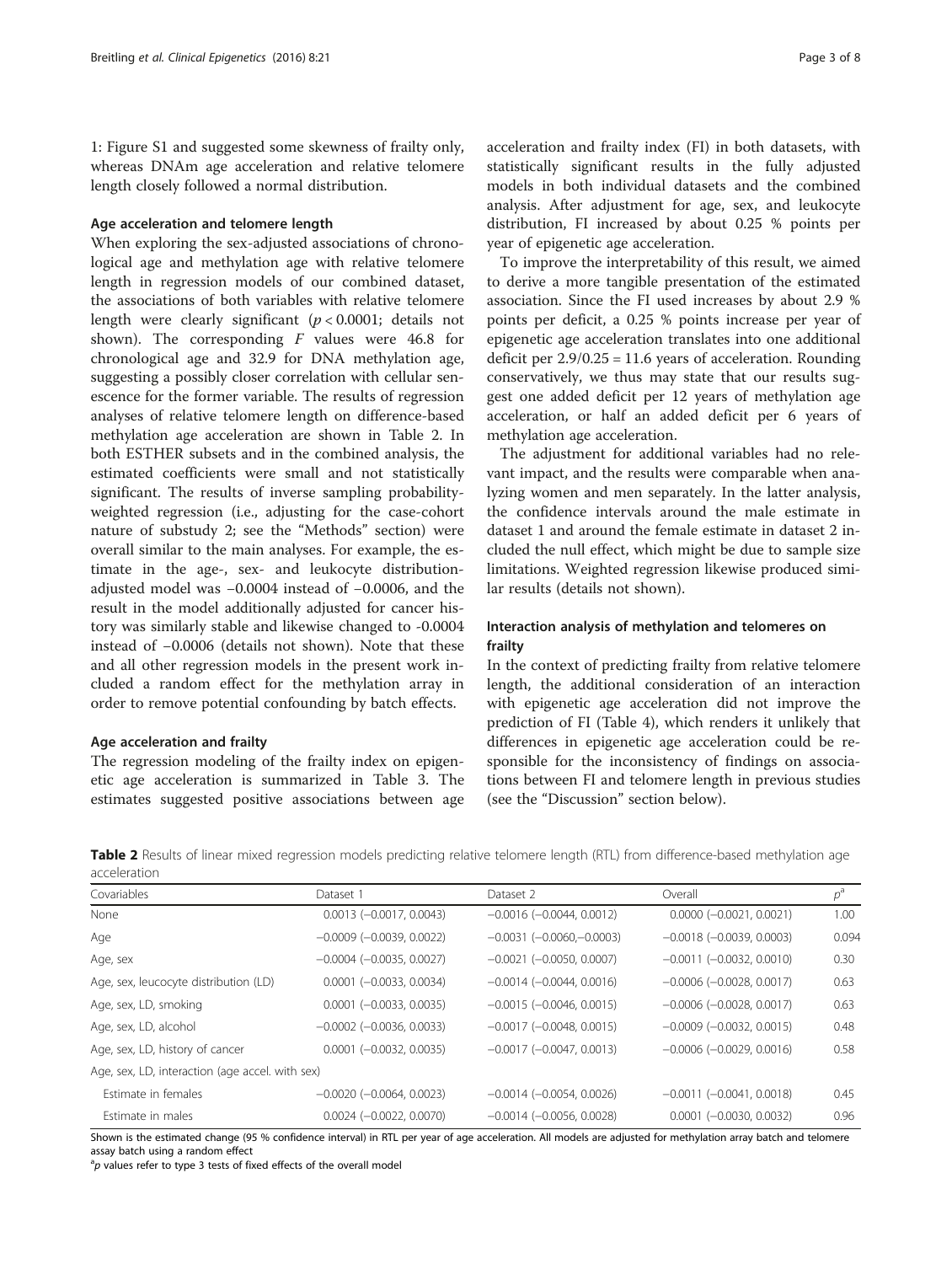1: Figure S1 and suggested some skewness of frailty only, whereas DNAm age acceleration and relative telomere length closely followed a normal distribution.

### Age acceleration and telomere length

When exploring the sex-adjusted associations of chronological age and methylation age with relative telomere length in regression models of our combined dataset, the associations of both variables with relative telomere length were clearly significant ($p < 0.0001$; details not shown). The corresponding $F$ values were 46.8 for chronological age and 32.9 for DNA methylation age, suggesting a possibly closer correlation with cellular senescence for the former variable. The results of regression analyses of relative telomere length on difference-based methylation age acceleration are shown in Table 2. In both ESTHER subsets and in the combined analysis, the estimated coefficients were small and not statistically significant. The results of inverse sampling probability-weighted regression (i.e., adjusting for the case-cohort nature of substudy 2; see the "Methods" section) were overall similar to the main analyses. For example, the estimate in the age-, sex- and leukocyte distribution-adjusted model was −0.0004 instead of −0.0006, and the result in the model additionally adjusted for cancer history was similarly stable and likewise changed to -0.0004 instead of −0.0006 (details not shown). Note that these and all other regression models in the present work included a random effect for the methylation array in order to remove potential confounding by batch effects.

### Age acceleration and frailty

The regression modeling of the frailty index on epigenetic age acceleration is summarized in Table 3. The estimates suggested positive associations between age acceleration and frailty index (FI) in both datasets, with statistically significant results in the fully adjusted models in both individual datasets and the combined analysis. After adjustment for age, sex, and leukocyte distribution, FI increased by about 0.25 % points per year of epigenetic age acceleration.

To improve the interpretability of this result, we aimed to derive a more tangible presentation of the estimated association. Since the FI used increases by about 2.9 % points per deficit, a 0.25 % points increase per year of epigenetic age acceleration translates into one additional deficit per $2.9/0.25 = 11.6$ years of acceleration. Rounding conservatively, we thus may state that our results suggest one added deficit per 12 years of methylation age acceleration, or half an added deficit per 6 years of methylation age acceleration.

The adjustment for additional variables had no relevant impact, and the results were comparable when analyzing women and men separately. In the latter analysis, the confidence intervals around the male estimate in dataset 1 and around the female estimate in dataset 2 included the null effect, which might be due to sample size limitations. Weighted regression likewise produced similar results (details not shown).

### Interaction analysis of methylation and telomeres on frailty

In the context of predicting frailty from relative telomere length, the additional consideration of an interaction with epigenetic age acceleration did not improve the prediction of FI (Table 4), which renders it unlikely that differences in epigenetic age acceleration could be responsible for the inconsistency of findings on associations between FI and telomere length in previous studies (see the "Discussion" section below).

**Table 2** Results of linear mixed regression models predicting relative telomere length (RTL) from difference-based methylation age acceleration

| Covariables | Dataset 1 | Dataset 2 | Overall | $p$[a] |
|---|---|---|---|---|
| None | 0.0013 (−0.0017, 0.0043) | −0.0016 (−0.0044, 0.0012) | 0.0000 (−0.0021, 0.0021) | 1.00 |
| Age | −0.0009 (−0.0039, 0.0022) | −0.0031 (−0.0060,−0.0003) | −0.0018 (−0.0039, 0.0003) | 0.094 |
| Age, sex | −0.0004 (−0.0035, 0.0027) | −0.0021 (−0.0050, 0.0007) | −0.0011 (−0.0032, 0.0010) | 0.30 |
| Age, sex, leucocyte distribution (LD) | 0.0001 (−0.0033, 0.0034) | −0.0014 (−0.0044, 0.0016) | −0.0006 (−0.0028, 0.0017) | 0.63 |
| Age, sex, LD, smoking | 0.0001 (−0.0033, 0.0035) | −0.0015 (−0.0046, 0.0015) | −0.0006 (−0.0028, 0.0017) | 0.63 |
| Age, sex, LD, alcohol | −0.0002 (−0.0036, 0.0033) | −0.0017 (−0.0048, 0.0015) | −0.0009 (−0.0032, 0.0015) | 0.48 |
| Age, sex, LD, history of cancer | 0.0001 (−0.0032, 0.0035) | −0.0017 (−0.0047, 0.0013) | −0.0006 (−0.0029, 0.0016) | 0.58 |
| Age, sex, LD, interaction (age accel. with sex) | | | | |
| Estimate in females | −0.0020 (−0.0064, 0.0023) | −0.0014 (−0.0054, 0.0026) | −0.0011 (−0.0041, 0.0018) | 0.45 |
| Estimate in males | 0.0024 (−0.0022, 0.0070) | −0.0014 (−0.0056, 0.0028) | 0.0001 (−0.0030, 0.0032) | 0.96 |

Shown is the estimated change (95 % confidence interval) in RTL per year of age acceleration. All models are adjusted for methylation array batch and telomere assay batch using a random effect

[a] $p$ values refer to type 3 tests of fixed effects of the overall model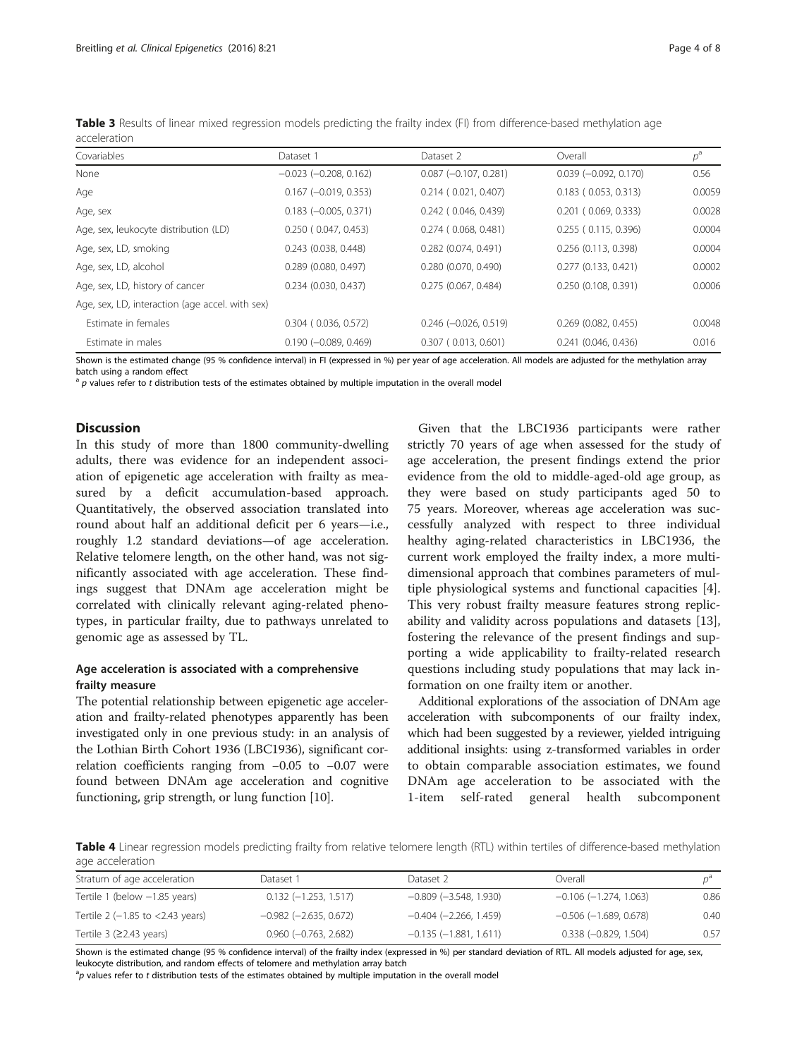**Table 3** Results of linear mixed regression models predicting the frailty index (FI) from difference-based methylation age acceleration

| Covariables | Dataset 1 | Dataset 2 | Overall | $p^a$ |
|---|---|---|---|---|
| None | −0.023 (−0.208, 0.162) | 0.087 (−0.107, 0.281) | 0.039 (−0.092, 0.170) | 0.56 |
| Age | 0.167 (−0.019, 0.353) | 0.214 ( 0.021, 0.407) | 0.183 ( 0.053, 0.313) | 0.0059 |
| Age, sex | 0.183 (−0.005, 0.371) | 0.242 ( 0.046, 0.439) | 0.201 ( 0.069, 0.333) | 0.0028 |
| Age, sex, leukocyte distribution (LD) | 0.250 ( 0.047, 0.453) | 0.274 ( 0.068, 0.481) | 0.255 ( 0.115, 0.396) | 0.0004 |
| Age, sex, LD, smoking | 0.243 (0.038, 0.448) | 0.282 (0.074, 0.491) | 0.256 (0.113, 0.398) | 0.0004 |
| Age, sex, LD, alcohol | 0.289 (0.080, 0.497) | 0.280 (0.070, 0.490) | 0.277 (0.133, 0.421) | 0.0002 |
| Age, sex, LD, history of cancer | 0.234 (0.030, 0.437) | 0.275 (0.067, 0.484) | 0.250 (0.108, 0.391) | 0.0006 |
| Age, sex, LD, interaction (age accel. with sex) | | | | |
| Estimate in females | 0.304 ( 0.036, 0.572) | 0.246 (−0.026, 0.519) | 0.269 (0.082, 0.455) | 0.0048 |
| Estimate in males | 0.190 (−0.089, 0.469) | 0.307 ( 0.013, 0.601) | 0.241 (0.046, 0.436) | 0.016 |

Shown is the estimated change (95 % confidence interval) in FI (expressed in %) per year of age acceleration. All models are adjusted for the methylation array batch using a random effect

[a] *p* values refer to *t* distribution tests of the estimates obtained by multiple imputation in the overall model

## Discussion

In this study of more than 1800 community-dwelling adults, there was evidence for an independent association of epigenetic age acceleration with frailty as measured by a deficit accumulation-based approach. Quantitatively, the observed association translated into round about half an additional deficit per 6 years—i.e., roughly 1.2 standard deviations—of age acceleration. Relative telomere length, on the other hand, was not significantly associated with age acceleration. These findings suggest that DNAm age acceleration might be correlated with clinically relevant aging-related phenotypes, in particular frailty, due to pathways unrelated to genomic age as assessed by TL.

### Age acceleration is associated with a comprehensive frailty measure

The potential relationship between epigenetic age acceleration and frailty-related phenotypes apparently has been investigated only in one previous study: in an analysis of the Lothian Birth Cohort 1936 (LBC1936), significant correlation coefficients ranging from −0.05 to −0.07 were found between DNAm age acceleration and cognitive functioning, grip strength, or lung function [10].

Given that the LBC1936 participants were rather strictly 70 years of age when assessed for the study of age acceleration, the present findings extend the prior evidence from the old to middle-aged-old age group, as they were based on study participants aged 50 to 75 years. Moreover, whereas age acceleration was successfully analyzed with respect to three individual healthy aging-related characteristics in LBC1936, the current work employed the frailty index, a more multidimensional approach that combines parameters of multiple physiological systems and functional capacities [4]. This very robust frailty measure features strong replicability and validity across populations and datasets [13], fostering the relevance of the present findings and supporting a wide applicability to frailty-related research questions including study populations that may lack information on one frailty item or another.

Additional explorations of the association of DNAm age acceleration with subcomponents of our frailty index, which had been suggested by a reviewer, yielded intriguing additional insights: using z-transformed variables in order to obtain comparable association estimates, we found DNAm age acceleration to be associated with the 1-item self-rated general health subcomponent

**Table 4** Linear regression models predicting frailty from relative telomere length (RTL) within tertiles of difference-based methylation age acceleration

| Stratum of age acceleration | Dataset 1 | Dataset 2 | Overall | $p^a$ |
|---|---|---|---|---|
| Tertile 1 (below −1.85 years) | 0.132 (−1.253, 1.517) | −0.809 (−3.548, 1.930) | −0.106 (−1.274, 1.063) | 0.86 |
| Tertile 2 (−1.85 to <2.43 years) | −0.982 (−2.635, 0.672) | −0.404 (−2.266, 1.459) | −0.506 (−1.689, 0.678) | 0.40 |
| Tertile 3 (≥2.43 years) | 0.960 (−0.763, 2.682) | −0.135 (−1.881, 1.611) | 0.338 (−0.829, 1.504) | 0.57 |

Shown is the estimated change (95 % confidence interval) of the frailty index (expressed in %) per standard deviation of RTL. All models adjusted for age, sex, leukocyte distribution, and random effects of telomere and methylation array batch

[a] *p* values refer to *t* distribution tests of the estimates obtained by multiple imputation in the overall model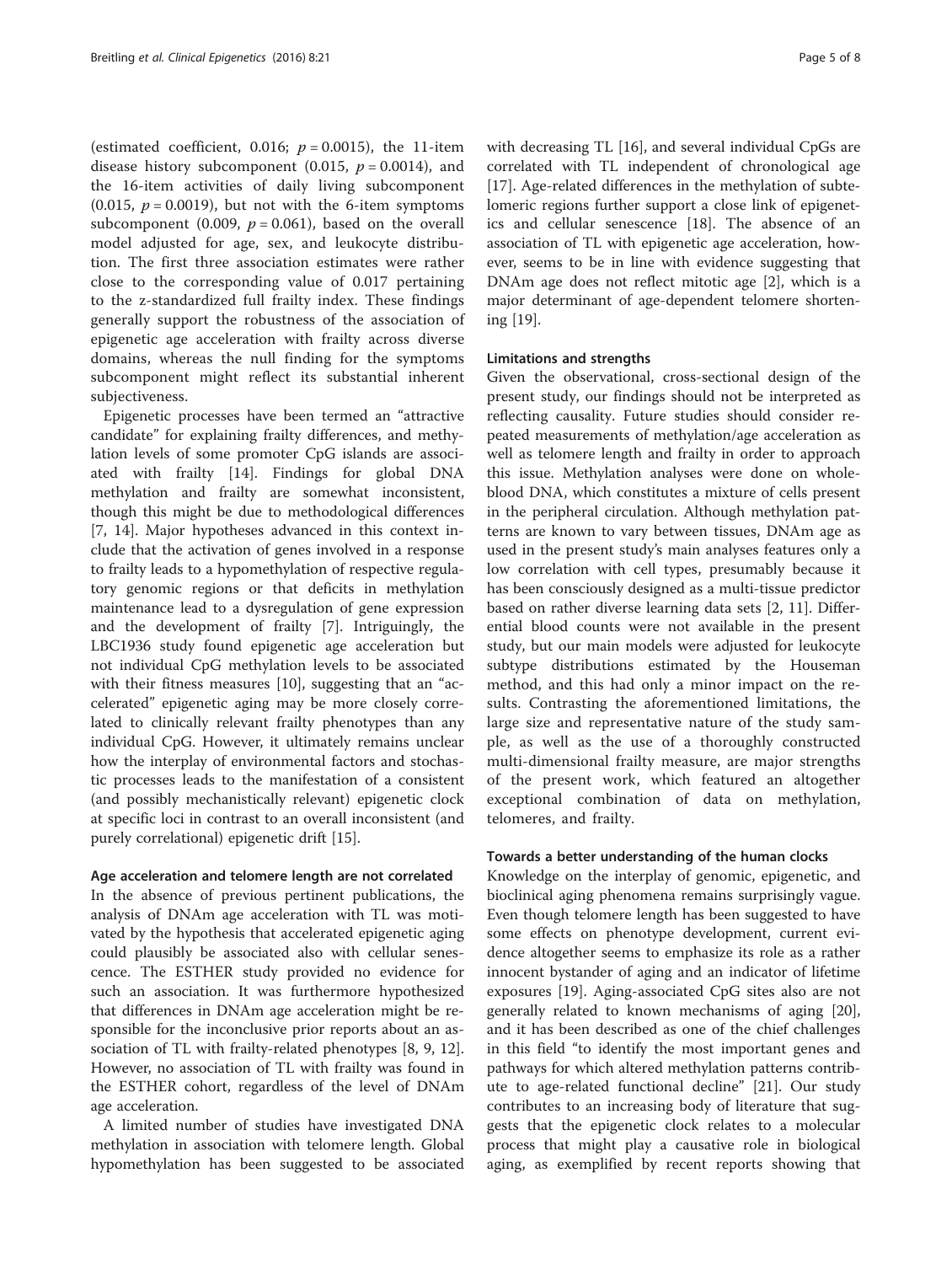(estimated coefficient, 0.016; $p = 0.0015$), the 11-item disease history subcomponent (0.015, $p = 0.0014$), and the 16-item activities of daily living subcomponent (0.015, $p = 0.0019$), but not with the 6-item symptoms subcomponent (0.009, $p = 0.061$), based on the overall model adjusted for age, sex, and leukocyte distribution. The first three association estimates were rather close to the corresponding value of 0.017 pertaining to the z-standardized full frailty index. These findings generally support the robustness of the association of epigenetic age acceleration with frailty across diverse domains, whereas the null finding for the symptoms subcomponent might reflect its substantial inherent subjectiveness.

Epigenetic processes have been termed an "attractive candidate" for explaining frailty differences, and methylation levels of some promoter CpG islands are associated with frailty [14]. Findings for global DNA methylation and frailty are somewhat inconsistent, though this might be due to methodological differences [7, 14]. Major hypotheses advanced in this context include that the activation of genes involved in a response to frailty leads to a hypomethylation of respective regulatory genomic regions or that deficits in methylation maintenance lead to a dysregulation of gene expression and the development of frailty [7]. Intriguingly, the LBC1936 study found epigenetic age acceleration but not individual CpG methylation levels to be associated with their fitness measures [10], suggesting that an "accelerated" epigenetic aging may be more closely correlated to clinically relevant frailty phenotypes than any individual CpG. However, it ultimately remains unclear how the interplay of environmental factors and stochastic processes leads to the manifestation of a consistent (and possibly mechanistically relevant) epigenetic clock at specific loci in contrast to an overall inconsistent (and purely correlational) epigenetic drift [15].

### Age acceleration and telomere length are not correlated

In the absence of previous pertinent publications, the analysis of DNAm age acceleration with TL was motivated by the hypothesis that accelerated epigenetic aging could plausibly be associated also with cellular senescence. The ESTHER study provided no evidence for such an association. It was furthermore hypothesized that differences in DNAm age acceleration might be responsible for the inconclusive prior reports about an association of TL with frailty-related phenotypes [8, 9, 12]. However, no association of TL with frailty was found in the ESTHER cohort, regardless of the level of DNAm age acceleration.

A limited number of studies have investigated DNA methylation in association with telomere length. Global hypomethylation has been suggested to be associated with decreasing TL [16], and several individual CpGs are correlated with TL independent of chronological age [17]. Age-related differences in the methylation of subtelomeric regions further support a close link of epigenetics and cellular senescence [18]. The absence of an association of TL with epigenetic age acceleration, however, seems to be in line with evidence suggesting that DNAm age does not reflect mitotic age [2], which is a major determinant of age-dependent telomere shortening [19].

### Limitations and strengths

Given the observational, cross-sectional design of the present study, our findings should not be interpreted as reflecting causality. Future studies should consider repeated measurements of methylation/age acceleration as well as telomere length and frailty in order to approach this issue. Methylation analyses were done on whole-blood DNA, which constitutes a mixture of cells present in the peripheral circulation. Although methylation patterns are known to vary between tissues, DNAm age as used in the present study's main analyses features only a low correlation with cell types, presumably because it has been consciously designed as a multi-tissue predictor based on rather diverse learning data sets [2, 11]. Differential blood counts were not available in the present study, but our main models were adjusted for leukocyte subtype distributions estimated by the Houseman method, and this had only a minor impact on the results. Contrasting the aforementioned limitations, the large size and representative nature of the study sample, as well as the use of a thoroughly constructed multi-dimensional frailty measure, are major strengths of the present work, which featured an altogether exceptional combination of data on methylation, telomeres, and frailty.

### Towards a better understanding of the human clocks

Knowledge on the interplay of genomic, epigenetic, and bioclinical aging phenomena remains surprisingly vague. Even though telomere length has been suggested to have some effects on phenotype development, current evidence altogether seems to emphasize its role as a rather innocent bystander of aging and an indicator of lifetime exposures [19]. Aging-associated CpG sites also are not generally related to known mechanisms of aging [20], and it has been described as one of the chief challenges in this field "to identify the most important genes and pathways for which altered methylation patterns contribute to age-related functional decline" [21]. Our study contributes to an increasing body of literature that suggests that the epigenetic clock relates to a molecular process that might play a causative role in biological aging, as exemplified by recent reports showing that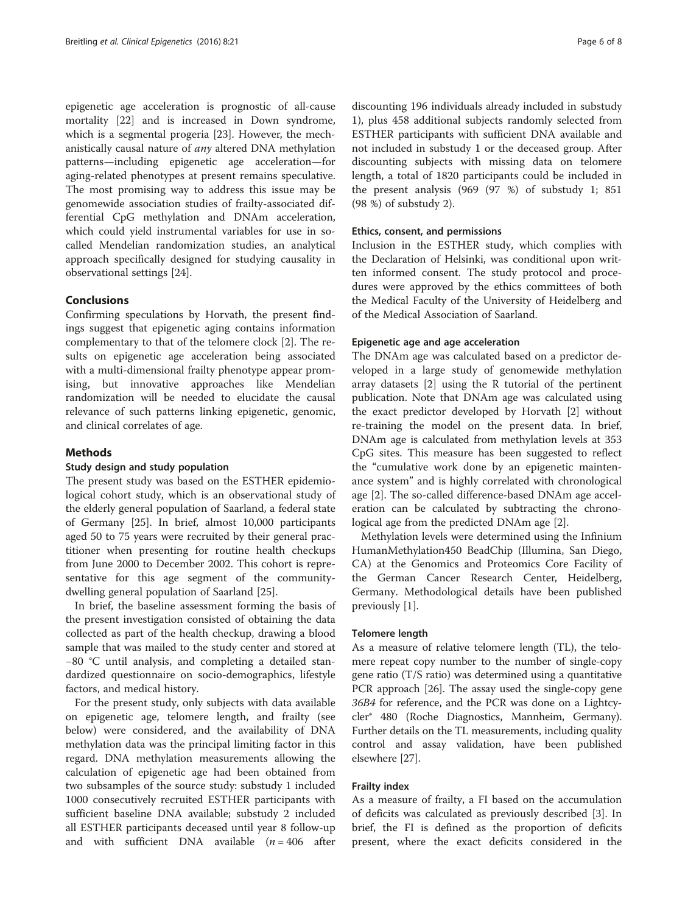epigenetic age acceleration is prognostic of all-cause mortality [22] and is increased in Down syndrome, which is a segmental progeria [23]. However, the mechanistically causal nature of *any* altered DNA methylation patterns—including epigenetic age acceleration—for aging-related phenotypes at present remains speculative. The most promising way to address this issue may be genomewide association studies of frailty-associated differential CpG methylation and DNAm acceleration, which could yield instrumental variables for use in so-called Mendelian randomization studies, an analytical approach specifically designed for studying causality in observational settings [24].

## Conclusions

Confirming speculations by Horvath, the present findings suggest that epigenetic aging contains information complementary to that of the telomere clock [2]. The results on epigenetic age acceleration being associated with a multi-dimensional frailty phenotype appear promising, but innovative approaches like Mendelian randomization will be needed to elucidate the causal relevance of such patterns linking epigenetic, genomic, and clinical correlates of age.

## Methods

### Study design and study population

The present study was based on the ESTHER epidemiological cohort study, which is an observational study of the elderly general population of Saarland, a federal state of Germany [25]. In brief, almost 10,000 participants aged 50 to 75 years were recruited by their general practitioner when presenting for routine health checkups from June 2000 to December 2002. This cohort is representative for this age segment of the community-dwelling general population of Saarland [25].

In brief, the baseline assessment forming the basis of the present investigation consisted of obtaining the data collected as part of the health checkup, drawing a blood sample that was mailed to the study center and stored at −80 °C until analysis, and completing a detailed standardized questionnaire on socio-demographics, lifestyle factors, and medical history.

For the present study, only subjects with data available on epigenetic age, telomere length, and frailty (see below) were considered, and the availability of DNA methylation data was the principal limiting factor in this regard. DNA methylation measurements allowing the calculation of epigenetic age had been obtained from two subsamples of the source study: substudy 1 included 1000 consecutively recruited ESTHER participants with sufficient baseline DNA available; substudy 2 included all ESTHER participants deceased until year 8 follow-up and with sufficient DNA available ($n = 406$ after discounting 196 individuals already included in substudy 1), plus 458 additional subjects randomly selected from ESTHER participants with sufficient DNA available and not included in substudy 1 or the deceased group. After discounting subjects with missing data on telomere length, a total of 1820 participants could be included in the present analysis (969 (97 %) of substudy 1; 851 (98 %) of substudy 2).

### Ethics, consent, and permissions

Inclusion in the ESTHER study, which complies with the Declaration of Helsinki, was conditional upon written informed consent. The study protocol and procedures were approved by the ethics committees of both the Medical Faculty of the University of Heidelberg and of the Medical Association of Saarland.

### Epigenetic age and age acceleration

The DNAm age was calculated based on a predictor developed in a large study of genomewide methylation array datasets [2] using the R tutorial of the pertinent publication. Note that DNAm age was calculated using the exact predictor developed by Horvath [2] without re-training the model on the present data. In brief, DNAm age is calculated from methylation levels at 353 CpG sites. This measure has been suggested to reflect the "cumulative work done by an epigenetic maintenance system" and is highly correlated with chronological age [2]. The so-called difference-based DNAm age acceleration can be calculated by subtracting the chronological age from the predicted DNAm age [2].

Methylation levels were determined using the Infinium HumanMethylation450 BeadChip (Illumina, San Diego, CA) at the Genomics and Proteomics Core Facility of the German Cancer Research Center, Heidelberg, Germany. Methodological details have been published previously [1].

### Telomere length

As a measure of relative telomere length (TL), the telomere repeat copy number to the number of single-copy gene ratio (T/S ratio) was determined using a quantitative PCR approach [26]. The assay used the single-copy gene *36B4* for reference, and the PCR was done on a Lightcycler® 480 (Roche Diagnostics, Mannheim, Germany). Further details on the TL measurements, including quality control and assay validation, have been published elsewhere [27].

### Frailty index

As a measure of frailty, a FI based on the accumulation of deficits was calculated as previously described [3]. In brief, the FI is defined as the proportion of deficits present, where the exact deficits considered in the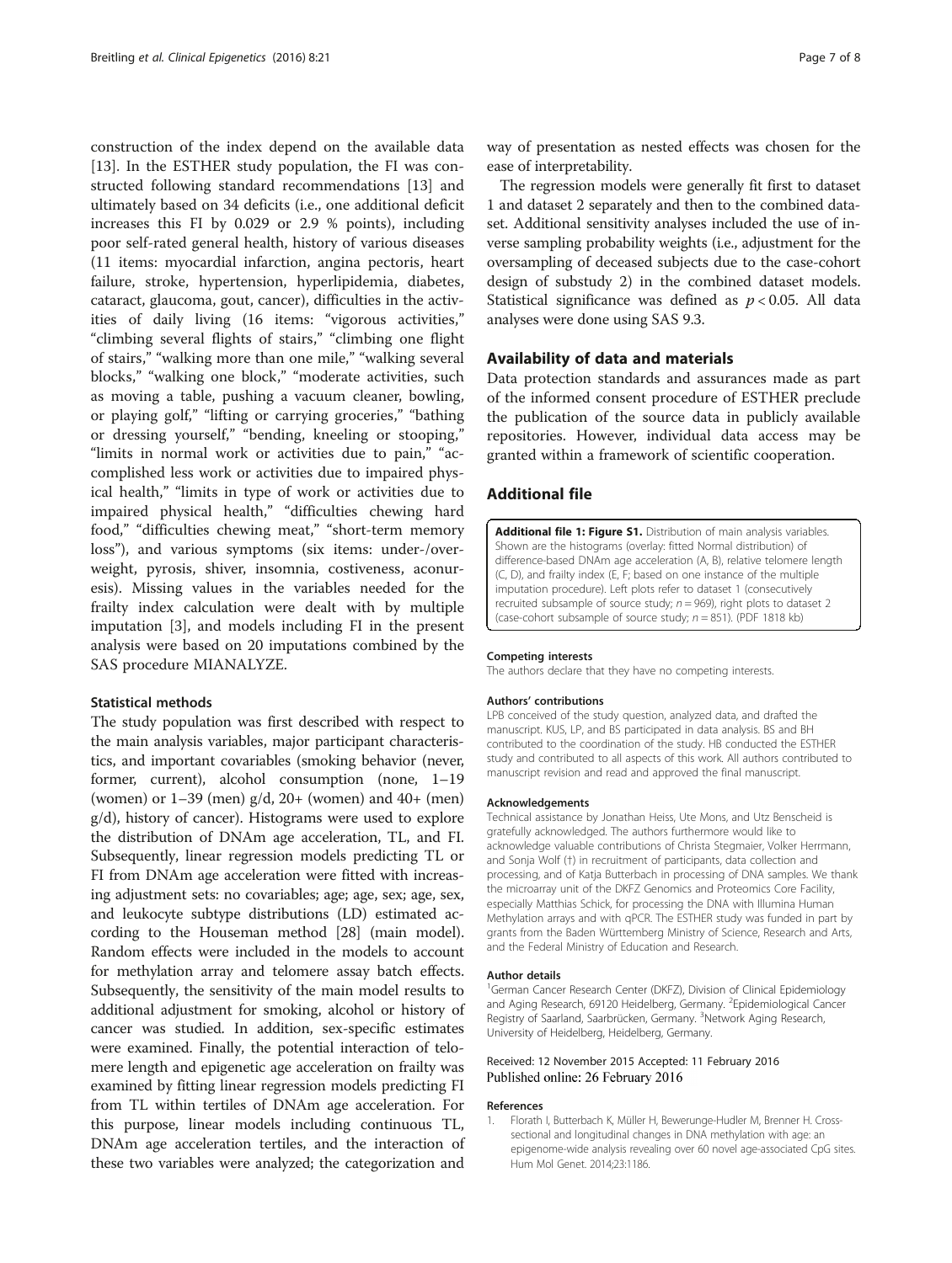construction of the index depend on the available data [13]. In the ESTHER study population, the FI was constructed following standard recommendations [13] and ultimately based on 34 deficits (i.e., one additional deficit increases this FI by 0.029 or 2.9 % points), including poor self-rated general health, history of various diseases (11 items: myocardial infarction, angina pectoris, heart failure, stroke, hypertension, hyperlipidemia, diabetes, cataract, glaucoma, gout, cancer), difficulties in the activities of daily living (16 items: "vigorous activities," "climbing several flights of stairs," "climbing one flight of stairs," "walking more than one mile," "walking several blocks," "walking one block," "moderate activities, such as moving a table, pushing a vacuum cleaner, bowling, or playing golf," "lifting or carrying groceries," "bathing or dressing yourself," "bending, kneeling or stooping," "limits in normal work or activities due to pain," "accomplished less work or activities due to impaired physical health," "limits in type of work or activities due to impaired physical health," "difficulties chewing hard food," "difficulties chewing meat," "short-term memory loss"), and various symptoms (six items: under-/overweight, pyrosis, shiver, insomnia, costiveness, aconuresis). Missing values in the variables needed for the frailty index calculation were dealt with by multiple imputation [3], and models including FI in the present analysis were based on 20 imputations combined by the SAS procedure MIANALYZE.

### Statistical methods

The study population was first described with respect to the main analysis variables, major participant characteristics, and important covariables (smoking behavior (never, former, current), alcohol consumption (none, 1–19 (women) or 1–39 (men) g/d, 20+ (women) and 40+ (men) g/d), history of cancer). Histograms were used to explore the distribution of DNAm age acceleration, TL, and FI. Subsequently, linear regression models predicting TL or FI from DNAm age acceleration were fitted with increasing adjustment sets: no covariables; age; age, sex; age, sex, and leukocyte subtype distributions (LD) estimated according to the Houseman method [28] (main model). Random effects were included in the models to account for methylation array and telomere assay batch effects. Subsequently, the sensitivity of the main model results to additional adjustment for smoking, alcohol or history of cancer was studied. In addition, sex-specific estimates were examined. Finally, the potential interaction of telomere length and epigenetic age acceleration on frailty was examined by fitting linear regression models predicting FI from TL within tertiles of DNAm age acceleration. For this purpose, linear models including continuous TL, DNAm age acceleration tertiles, and the interaction of these two variables were analyzed; the categorization and way of presentation as nested effects was chosen for the ease of interpretability.

The regression models were generally fit first to dataset 1 and dataset 2 separately and then to the combined dataset. Additional sensitivity analyses included the use of inverse sampling probability weights (i.e., adjustment for the oversampling of deceased subjects due to the case-cohort design of substudy 2) in the combined dataset models. Statistical significance was defined as $p < 0.05$. All data analyses were done using SAS 9.3.

## Availability of data and materials

Data protection standards and assurances made as part of the informed consent procedure of ESTHER preclude the publication of the source data in publicly available repositories. However, individual data access may be granted within a framework of scientific cooperation.

## Additional file

**Additional file 1: Figure S1.** Distribution of main analysis variables. Shown are the histograms (overlay: fitted Normal distribution) of difference-based DNAm age acceleration (A, B), relative telomere length (C, D), and frailty index (E, F; based on one instance of the multiple imputation procedure). Left plots refer to dataset 1 (consecutively recruited subsample of source study; $n = 969$), right plots to dataset 2 (case-cohort subsample of source study; $n = 851$). (PDF 1818 kb)

#### Competing interests

The authors declare that they have no competing interests.

#### Authors' contributions

LPB conceived of the study question, analyzed data, and drafted the manuscript. KUS, LP, and BS participated in data analysis. BS and BH contributed to the coordination of the study. HB conducted the ESTHER study and contributed to all aspects of this work. All authors contributed to manuscript revision and read and approved the final manuscript.

#### Acknowledgements

Technical assistance by Jonathan Heiss, Ute Mons, and Utz Benscheid is gratefully acknowledged. The authors furthermore would like to acknowledge valuable contributions of Christa Stegmaier, Volker Herrmann, and Sonja Wolf (†) in recruitment of participants, data collection and processing, and of Katja Butterbach in processing of DNA samples. We thank the microarray unit of the DKFZ Genomics and Proteomics Core Facility, especially Matthias Schick, for processing the DNA with Illumina Human Methylation arrays and with qPCR. The ESTHER study was funded in part by grants from the Baden Württemberg Ministry of Science, Research and Arts, and the Federal Ministry of Education and Research.

#### Author details

[1]German Cancer Research Center (DKFZ), Division of Clinical Epidemiology and Aging Research, 69120 Heidelberg, Germany. [2]Epidemiological Cancer Registry of Saarland, Saarbrücken, Germany. [3]Network Aging Research, University of Heidelberg, Heidelberg, Germany.

Received: 12 November 2015 Accepted: 11 February 2016
Published online: 26 February 2016

#### References

1. Florath I, Butterbach K, Müller H, Bewerunge-Hudler M, Brenner H. Cross-sectional and longitudinal changes in DNA methylation with age: an epigenome-wide analysis revealing over 60 novel age-associated CpG sites. Hum Mol Genet. 2014;23:1186.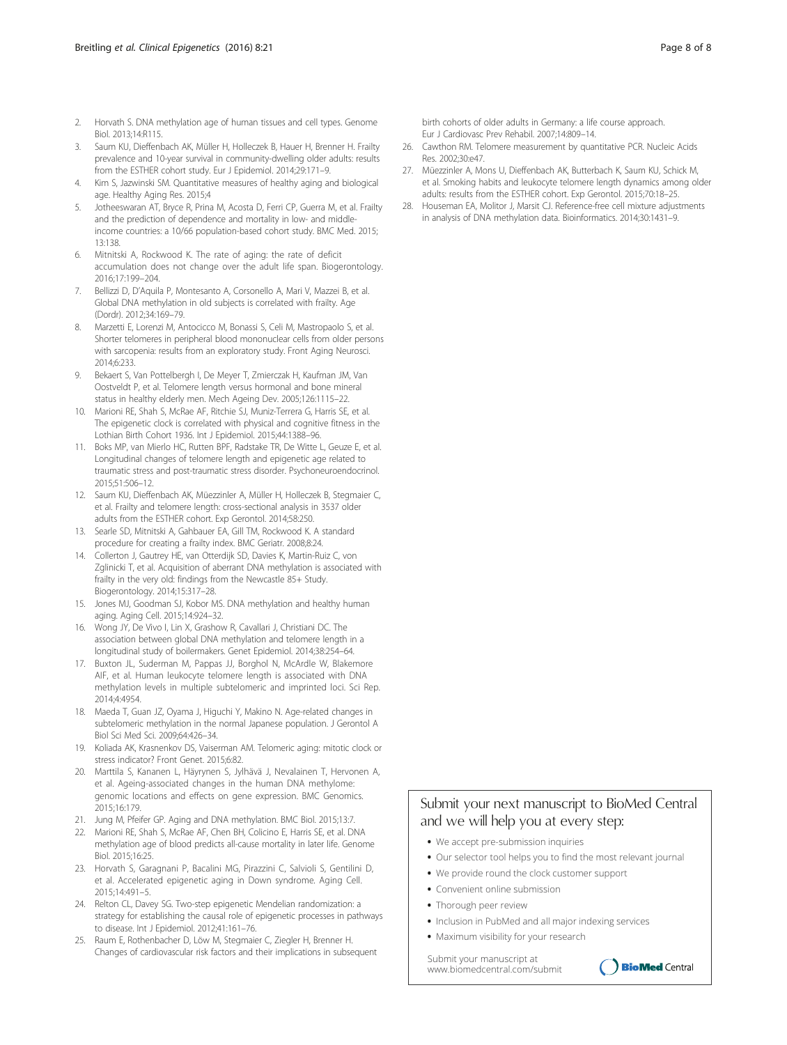2. Horvath S. DNA methylation age of human tissues and cell types. Genome Biol. 2013;14:R115.
3. Saum KU, Dieffenbach AK, Müller H, Holleczek B, Hauer H, Brenner H. Frailty prevalence and 10-year survival in community-dwelling older adults: results from the ESTHER cohort study. Eur J Epidemiol. 2014;29:171–9.
4. Kim S, Jazwinski SM. Quantitative measures of healthy aging and biological age. Healthy Aging Res. 2015;4
5. Jotheeswaran AT, Bryce R, Prina M, Acosta D, Ferri CP, Guerra M, et al. Frailty and the prediction of dependence and mortality in low- and middle-income countries: a 10/66 population-based cohort study. BMC Med. 2015; 13:138.
6. Mitnitski A, Rockwood K. The rate of aging: the rate of deficit accumulation does not change over the adult life span. Biogerontology. 2016;17:199–204.
7. Bellizzi D, D'Aquila P, Montesanto A, Corsonello A, Mari V, Mazzei B, et al. Global DNA methylation in old subjects is correlated with frailty. Age (Dordr). 2012;34:169–79.
8. Marzetti E, Lorenzi M, Antocicco M, Bonassi S, Celi M, Mastropaolo S, et al. Shorter telomeres in peripheral blood mononuclear cells from older persons with sarcopenia: results from an exploratory study. Front Aging Neurosci. 2014;6:233.
9. Bekaert S, Van Pottelbergh I, De Meyer T, Zmierczak H, Kaufman JM, Van Oostveldt P, et al. Telomere length versus hormonal and bone mineral status in healthy elderly men. Mech Ageing Dev. 2005;126:1115–22.
10. Marioni RE, Shah S, McRae AF, Ritchie SJ, Muniz-Terrera G, Harris SE, et al. The epigenetic clock is correlated with physical and cognitive fitness in the Lothian Birth Cohort 1936. Int J Epidemiol. 2015;44:1388–96.
11. Boks MP, van Mierlo HC, Rutten BPF, Radstake TR, De Witte L, Geuze E, et al. Longitudinal changes of telomere length and epigenetic age related to traumatic stress and post-traumatic stress disorder. Psychoneuroendocrinol. 2015;51:506–12.
12. Saum KU, Dieffenbach AK, Müezzinler A, Müller H, Holleczek B, Stegmaier C, et al. Frailty and telomere length: cross-sectional analysis in 3537 older adults from the ESTHER cohort. Exp Gerontol. 2014;58:250.
13. Searle SD, Mitnitski A, Gahbauer EA, Gill TM, Rockwood K. A standard procedure for creating a frailty index. BMC Geriatr. 2008;8:24.
14. Collerton J, Gautrey HE, van Otterdijk SD, Davies K, Martin-Ruiz C, von Zglinicki T, et al. Acquisition of aberrant DNA methylation is associated with frailty in the very old: findings from the Newcastle 85+ Study. Biogerontology. 2014;15:317–28.
15. Jones MJ, Goodman SJ, Kobor MS. DNA methylation and healthy human aging. Aging Cell. 2015;14:924–32.
16. Wong JY, De Vivo I, Lin X, Grashow R, Cavallari J, Christiani DC. The association between global DNA methylation and telomere length in a longitudinal study of boilermakers. Genet Epidemiol. 2014;38:254–64.
17. Buxton JL, Suderman M, Pappas JJ, Borghol N, McArdle W, Blakemore AIF, et al. Human leukocyte telomere length is associated with DNA methylation levels in multiple subtelomeric and imprinted loci. Sci Rep. 2014;4:4954.
18. Maeda T, Guan JZ, Oyama J, Higuchi Y, Makino N. Age-related changes in subtelomeric methylation in the normal Japanese population. J Gerontol A Biol Sci Med Sci. 2009;64:426–34.
19. Koliada AK, Krasnenkov DS, Vaiserman AM. Telomeric aging: mitotic clock or stress indicator? Front Genet. 2015;6:82.
20. Marttila S, Kananen L, Häyrynen S, Jylhävä J, Nevalainen T, Hervonen A, et al. Ageing-associated changes in the human DNA methylome: genomic locations and effects on gene expression. BMC Genomics. 2015;16:179.
21. Jung M, Pfeifer GP. Aging and DNA methylation. BMC Biol. 2015;13:7.
22. Marioni RE, Shah S, McRae AF, Chen BH, Colicino E, Harris SE, et al. DNA methylation age of blood predicts all-cause mortality in later life. Genome Biol. 2015;16:25.
23. Horvath S, Garagnani P, Bacalini MG, Pirazzini C, Salvioli S, Gentilini D, et al. Accelerated epigenetic aging in Down syndrome. Aging Cell. 2015;14:491–5.
24. Relton CL, Davey SG. Two-step epigenetic Mendelian randomization: a strategy for establishing the causal role of epigenetic processes in pathways to disease. Int J Epidemiol. 2012;41:161–76.
25. Raum E, Rothenbacher D, Löw M, Stegmaier C, Ziegler H, Brenner H. Changes of cardiovascular risk factors and their implications in subsequent birth cohorts of older adults in Germany: a life course approach. Eur J Cardiovasc Prev Rehabil. 2007;14:809–14.
26. Cawthon RM. Telomere measurement by quantitative PCR. Nucleic Acids Res. 2002;30:e47.
27. Müezzinler A, Mons U, Dieffenbach AK, Butterbach K, Saum KU, Schick M, et al. Smoking habits and leukocyte telomere length dynamics among older adults: results from the ESTHER cohort. Exp Gerontol. 2015;70:18–25.
28. Houseman EA, Molitor J, Marsit CJ. Reference-free cell mixture adjustments in analysis of DNA methylation data. Bioinformatics. 2014;30:1431–9.

Submit your next manuscript to BioMed Central and we will help you at every step:

- We accept pre-submission inquiries
- Our selector tool helps you to find the most relevant journal
- We provide round the clock customer support
- Convenient online submission
- Thorough peer review
- Inclusion in PubMed and all major indexing services
- Maximum visibility for your research

Submit your manuscript at www.biomedcentral.com/submit

BioMed Central